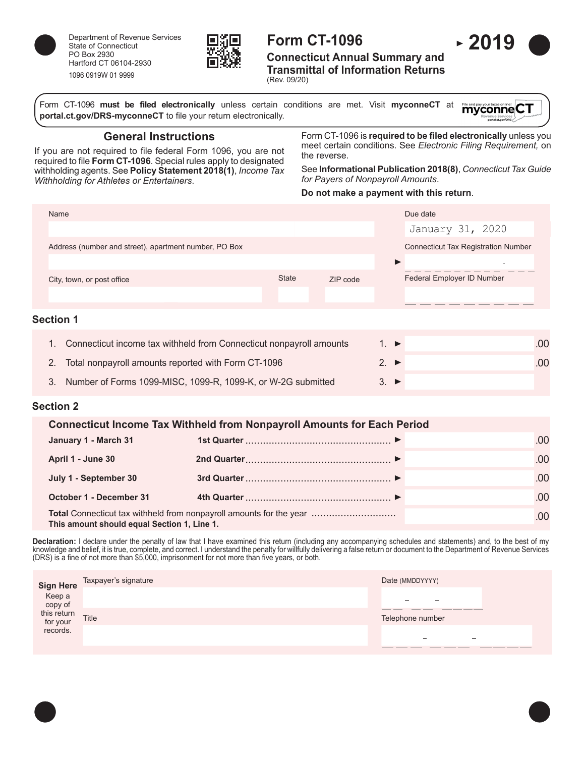Department of Revenue Services
State of Connecticut
PO Box 2930
Hartford CT 06104-2930

1096 0919W 01 9999

# Form CT-1096

## Connecticut Annual Summary and Transmittal of Information Returns

(Rev. 09/20)

**2019**

Form CT-1096 **must be filed electronically** unless certain conditions are met. Visit **myconneCT** at **portal.ct.gov/DRS-myconneCT** to file your return electronically.

## General Instructions

If you are not required to file federal Form 1096, you are not required to file **Form CT-1096**. Special rules apply to designated withholding agents. See **Policy Statement 2018(1)**, *Income Tax Withholding for Athletes or Entertainers*.

Form CT-1096 is **required to be filed electronically** unless you meet certain conditions. See *Electronic Filing Requirement,* on the reverse.

See **Informational Publication 2018(8)**, *Connecticut Tax Guide for Payers of Nonpayroll Amounts*.

**Do not make a payment with this return**.

| | |
|---|---|
| Name | Due date: January 31, 2020 |
| Address (number and street), apartment number, PO Box | Connecticut Tax Registration Number |
| City, town, or post office / State / ZIP code | Federal Employer ID Number |

### Section 1

| | | | |
|---|---|---|---|
| 1. | Connecticut income tax withheld from Connecticut nonpayroll amounts | 1. | .00 |
| 2. | Total nonpayroll amounts reported with Form CT-1096 | 2. | .00 |
| 3. | Number of Forms 1099-MISC, 1099-R, 1099-K, or W-2G submitted | 3. | |

### Section 2

**Connecticut Income Tax Withheld from Nonpayroll Amounts for Each Period**

| | | |
|---|---|---|
| **January 1 - March 31** | **1st Quarter** | .00 |
| **April 1 - June 30** | **2nd Quarter** | .00 |
| **July 1 - September 30** | **3rd Quarter** | .00 |
| **October 1 - December 31** | **4th Quarter** | .00 |
| **Total** Connecticut tax withheld from nonpayroll amounts for the year **This amount should equal Section 1, Line 1.** | | .00 |

**Declaration:** I declare under the penalty of law that I have examined this return (including any accompanying schedules and statements) and, to the best of my knowledge and belief, it is true, complete, and correct. I understand the penalty for willfully delivering a false return or document to the Department of Revenue Services (DRS) is a fine of not more than $5,000, imprisonment for not more than five years, or both.

**Sign Here** Keep a copy of this return for your records.

| | |
|---|---|
| Taxpayer's signature | Date (MMDDYYYY) |
| Title | Telephone number |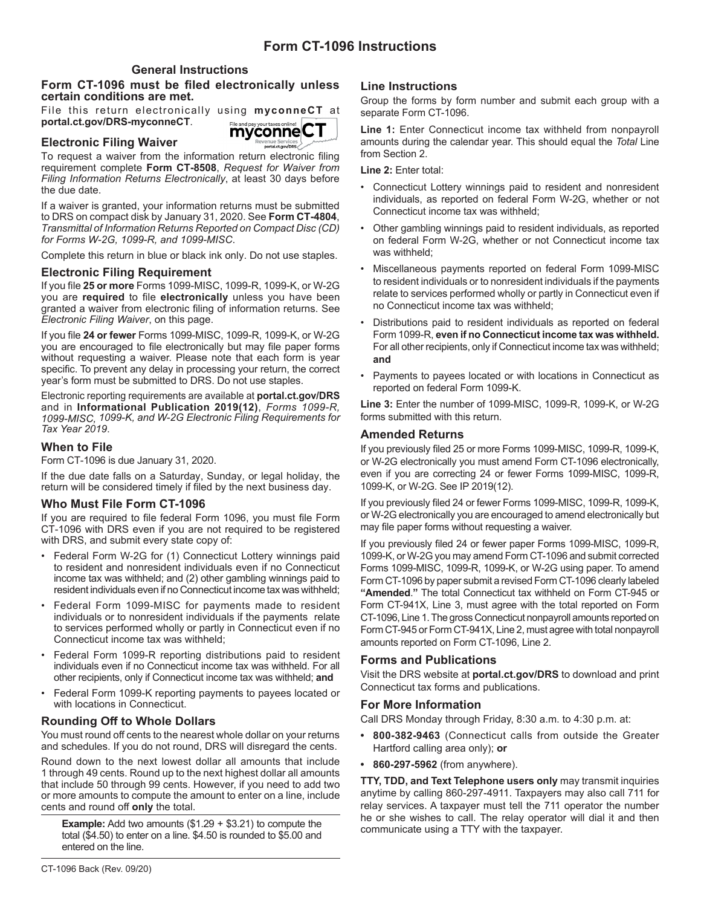# Form CT-1096 Instructions

## General Instructions

### Form CT-1096 must be filed electronically unless certain conditions are met.

File this return electronically using **myconneCT** at **portal.ct.gov/DRS-myconneCT**.

### Electronic Filing Waiver

To request a waiver from the information return electronic filing requirement complete **Form CT-8508**, *Request for Waiver from Filing Information Returns Electronically*, at least 30 days before the due date.

If a waiver is granted, your information returns must be submitted to DRS on compact disk by January 31, 2020. See **Form CT-4804**, *Transmittal of Information Returns Reported on Compact Disc (CD) for Forms W-2G, 1099-R, and 1099-MISC*.

Complete this return in blue or black ink only. Do not use staples.

### Electronic Filing Requirement

If you file **25 or more** Forms 1099-MISC, 1099-R, 1099-K, or W-2G you are **required** to file **electronically** unless you have been granted a waiver from electronic filing of information returns. See *Electronic Filing Waiver*, on this page.

If you file **24 or fewer** Forms 1099-MISC, 1099-R, 1099-K, or W-2G you are encouraged to file electronically but may file paper forms without requesting a waiver. Please note that each form is year specific. To prevent any delay in processing your return, the correct year's form must be submitted to DRS. Do not use staples.

Electronic reporting requirements are available at **portal.ct.gov/DRS** and in **Informational Publication 2019(12)**, *Forms 1099-R, 1099-MISC, 1099-K, and W-2G Electronic Filing Requirements for Tax Year 2019*.

### When to File

Form CT-1096 is due January 31, 2020.

If the due date falls on a Saturday, Sunday, or legal holiday, the return will be considered timely if filed by the next business day.

### Who Must File Form CT-1096

If you are required to file federal Form 1096, you must file Form CT-1096 with DRS even if you are not required to be registered with DRS, and submit every state copy of:

- Federal Form W-2G for (1) Connecticut Lottery winnings paid to resident and nonresident individuals even if no Connecticut income tax was withheld; and (2) other gambling winnings paid to resident individuals even if no Connecticut income tax was withheld;
- Federal Form 1099-MISC for payments made to resident individuals or to nonresident individuals if the payments relate to services performed wholly or partly in Connecticut even if no Connecticut income tax was withheld;
- Federal Form 1099-R reporting distributions paid to resident individuals even if no Connecticut income tax was withheld. For all other recipients, only if Connecticut income tax was withheld; **and**
- Federal Form 1099-K reporting payments to payees located or with locations in Connecticut.

### Rounding Off to Whole Dollars

You must round off cents to the nearest whole dollar on your returns and schedules. If you do not round, DRS will disregard the cents.

Round down to the next lowest dollar all amounts that include 1 through 49 cents. Round up to the next highest dollar all amounts that include 50 through 99 cents. However, if you need to add two or more amounts to compute the amount to enter on a line, include cents and round off **only** the total.

> **Example:** Add two amounts ($1.29 + $3.21) to compute the total ($4.50) to enter on a line. $4.50 is rounded to $5.00 and entered on the line.

### Line Instructions

Group the forms by form number and submit each group with a separate Form CT-1096.

**Line 1:** Enter Connecticut income tax withheld from nonpayroll amounts during the calendar year. This should equal the *Total* Line from Section 2.

**Line 2:** Enter total:

- Connecticut Lottery winnings paid to resident and nonresident individuals, as reported on federal Form W-2G, whether or not Connecticut income tax was withheld;
- Other gambling winnings paid to resident individuals, as reported on federal Form W-2G, whether or not Connecticut income tax was withheld;
- Miscellaneous payments reported on federal Form 1099-MISC to resident individuals or to nonresident individuals if the payments relate to services performed wholly or partly in Connecticut even if no Connecticut income tax was withheld;
- Distributions paid to resident individuals as reported on federal Form 1099-R, **even if no Connecticut income tax was withheld.** For all other recipients, only if Connecticut income tax was withheld; **and**
- Payments to payees located or with locations in Connecticut as reported on federal Form 1099-K.

**Line 3:** Enter the number of 1099-MISC, 1099-R, 1099-K, or W-2G forms submitted with this return.

### Amended Returns

If you previously filed 25 or more Forms 1099-MISC, 1099-R, 1099-K, or W-2G electronically you must amend Form CT-1096 electronically, even if you are correcting 24 or fewer Forms 1099-MISC, 1099-R, 1099-K, or W-2G. See IP 2019(12).

If you previously filed 24 or fewer Forms 1099-MISC, 1099-R, 1099-K, or W-2G electronically you are encouraged to amend electronically but may file paper forms without requesting a waiver.

If you previously filed 24 or fewer paper Forms 1099-MISC, 1099-R, 1099-K, or W-2G you may amend Form CT-1096 and submit corrected Forms 1099-MISC, 1099-R, 1099-K, or W-2G using paper. To amend Form CT-1096 by paper submit a revised Form CT-1096 clearly labeled **"Amended."** The total Connecticut tax withheld on Form CT-945 or Form CT-941X, Line 3, must agree with the total reported on Form CT-1096, Line 1. The gross Connecticut nonpayroll amounts reported on Form CT-945 or Form CT-941X, Line 2, must agree with total nonpayroll amounts reported on Form CT-1096, Line 2.

### Forms and Publications

Visit the DRS website at **portal.ct.gov/DRS** to download and print Connecticut tax forms and publications.

### For More Information

Call DRS Monday through Friday, 8:30 a.m. to 4:30 p.m. at:

- **800-382-9463** (Connecticut calls from outside the Greater Hartford calling area only); **or**
- **860-297-5962** (from anywhere).

**TTY, TDD, and Text Telephone users only** may transmit inquiries anytime by calling 860-297-4911. Taxpayers may also call 711 for relay services. A taxpayer must tell the 711 operator the number he or she wishes to call. The relay operator will dial it and then communicate using a TTY with the taxpayer.

CT-1096 Back (Rev. 09/20)